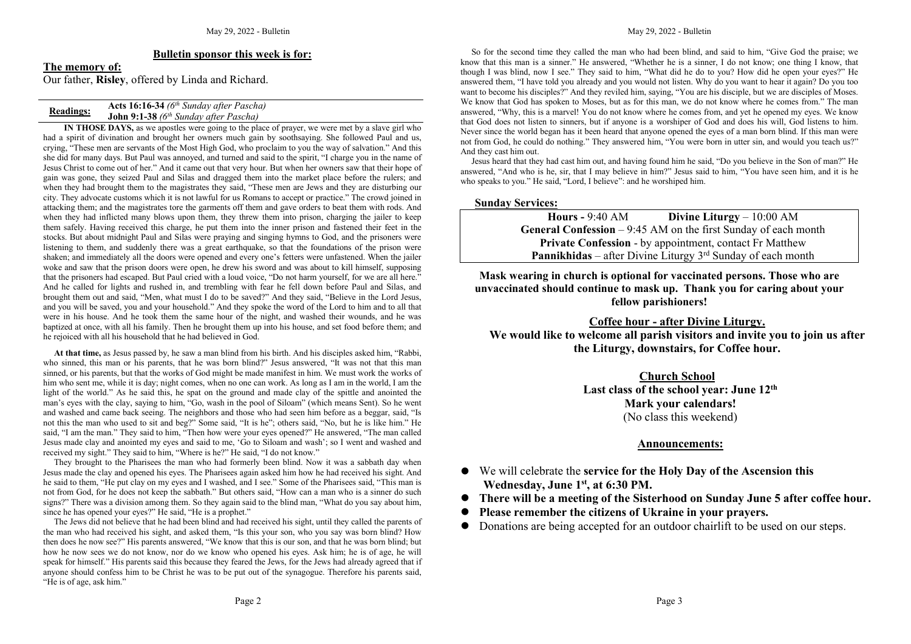## Bulletin sponsor this week is for:

**The memory of:**

Our father, **Risley**, offered by Linda and Richard.

**Readings:**
**Acts 16:16-34** *(6th Sunday after Pascha)*
**John 9:1-38** *(6th Sunday after Pascha)*

**IN THOSE DAYS,** as we apostles were going to the place of prayer, we were met by a slave girl who had a spirit of divination and brought her owners much gain by soothsaying. She followed Paul and us, crying, "These men are servants of the Most High God, who proclaim to you the way of salvation." And this she did for many days. But Paul was annoyed, and turned and said to the spirit, "I charge you in the name of Jesus Christ to come out of her." And it came out that very hour. But when her owners saw that their hope of gain was gone, they seized Paul and Silas and dragged them into the market place before the rulers; and when they had brought them to the magistrates they said, "These men are Jews and they are disturbing our city. They advocate customs which it is not lawful for us Romans to accept or practice." The crowd joined in attacking them; and the magistrates tore the garments off them and gave orders to beat them with rods. And when they had inflicted many blows upon them, they threw them into prison, charging the jailer to keep them safely. Having received this charge, he put them into the inner prison and fastened their feet in the stocks. But about midnight Paul and Silas were praying and singing hymns to God, and the prisoners were listening to them, and suddenly there was a great earthquake, so that the foundations of the prison were shaken; and immediately all the doors were opened and every one's fetters were unfastened. When the jailer woke and saw that the prison doors were open, he drew his sword and was about to kill himself, supposing that the prisoners had escaped. But Paul cried with a loud voice, "Do not harm yourself, for we are all here." And he called for lights and rushed in, and trembling with fear he fell down before Paul and Silas, and brought them out and said, "Men, what must I do to be saved?" And they said, "Believe in the Lord Jesus, and you will be saved, you and your household." And they spoke the word of the Lord to him and to all that were in his house. And he took them the same hour of the night, and washed their wounds, and he was baptized at once, with all his family. Then he brought them up into his house, and set food before them; and he rejoiced with all his household that he had believed in God.

**At that time,** as Jesus passed by, he saw a man blind from his birth. And his disciples asked him, "Rabbi, who sinned, this man or his parents, that he was born blind?" Jesus answered, "It was not that this man sinned, or his parents, but that the works of God might be made manifest in him. We must work the works of him who sent me, while it is day; night comes, when no one can work. As long as I am in the world, I am the light of the world." As he said this, he spat on the ground and made clay of the spittle and anointed the man's eyes with the clay, saying to him, "Go, wash in the pool of Siloam" (which means Sent). So he went and washed and came back seeing. The neighbors and those who had seen him before as a beggar, said, "Is not this the man who used to sit and beg?" Some said, "It is he"; others said, "No, but he is like him." He said, "I am the man." They said to him, "Then how were your eyes opened?" He answered, "The man called Jesus made clay and anointed my eyes and said to me, 'Go to Siloam and wash'; so I went and washed and received my sight." They said to him, "Where is he?" He said, "I do not know."

They brought to the Pharisees the man who had formerly been blind. Now it was a sabbath day when Jesus made the clay and opened his eyes. The Pharisees again asked him how he had received his sight. And he said to them, "He put clay on my eyes and I washed, and I see." Some of the Pharisees said, "This man is not from God, for he does not keep the sabbath." But others said, "How can a man who is a sinner do such signs?" There was a division among them. So they again said to the blind man, "What do you say about him, since he has opened your eyes?" He said, "He is a prophet."

The Jews did not believe that he had been blind and had received his sight, until they called the parents of the man who had received his sight, and asked them, "Is this your son, who you say was born blind? How then does he now see?" His parents answered, "We know that this is our son, and that he was born blind; but how he now sees we do not know, nor do we know who opened his eyes. Ask him; he is of age, he will speak for himself." His parents said this because they feared the Jews, for the Jews had already agreed that if anyone should confess him to be Christ he was to be put out of the synagogue. Therefore his parents said, "He is of age, ask him."

So for the second time they called the man who had been blind, and said to him, "Give God the praise; we know that this man is a sinner." He answered, "Whether he is a sinner, I do not know; one thing I know, that though I was blind, now I see." They said to him, "What did he do to you? How did he open your eyes?" He answered them, "I have told you already and you would not listen. Why do you want to hear it again? Do you too want to become his disciples?" And they reviled him, saying, "You are his disciple, but we are disciples of Moses. We know that God has spoken to Moses, but as for this man, we do not know where he comes from." The man answered, "Why, this is a marvel! You do not know where he comes from, and yet he opened my eyes. We know that God does not listen to sinners, but if anyone is a worshiper of God and does his will, God listens to him. Never since the world began has it been heard that anyone opened the eyes of a man born blind. If this man were not from God, he could do nothing." They answered him, "You were born in utter sin, and would you teach us?" And they cast him out.

Jesus heard that they had cast him out, and having found him he said, "Do you believe in the Son of man?" He answered, "And who is he, sir, that I may believe in him?" Jesus said to him, "You have seen him, and it is he who speaks to you." He said, "Lord, I believe": and he worshiped him.

## Sunday Services:

**Hours -** 9:40 AM **Divine Liturgy** – 10:00 AM
**General Confession** – 9:45 AM on the first Sunday of each month
**Private Confession** - by appointment, contact Fr Matthew
**Pannikhidas** – after Divine Liturgy 3rd Sunday of each month

**Mask wearing in church is optional for vaccinated persons. Those who are unvaccinated should continue to mask up. Thank you for caring about your fellow parishioners!**

## Coffee hour - after Divine Liturgy.

**We would like to welcome all parish visitors and invite you to join us after the Liturgy, downstairs, for Coffee hour.**

## Church School

**Last class of the school year: June 12th**
**Mark your calendars!**
(No class this weekend)

## Announcements:

- We will celebrate the **service for the Holy Day of the Ascension this Wednesday, June 1st, at 6:30 PM.**
- **There will be a meeting of the Sisterhood on Sunday June 5 after coffee hour.**
- **Please remember the citizens of Ukraine in your prayers.**
- Donations are being accepted for an outdoor chairlift to be used on our steps.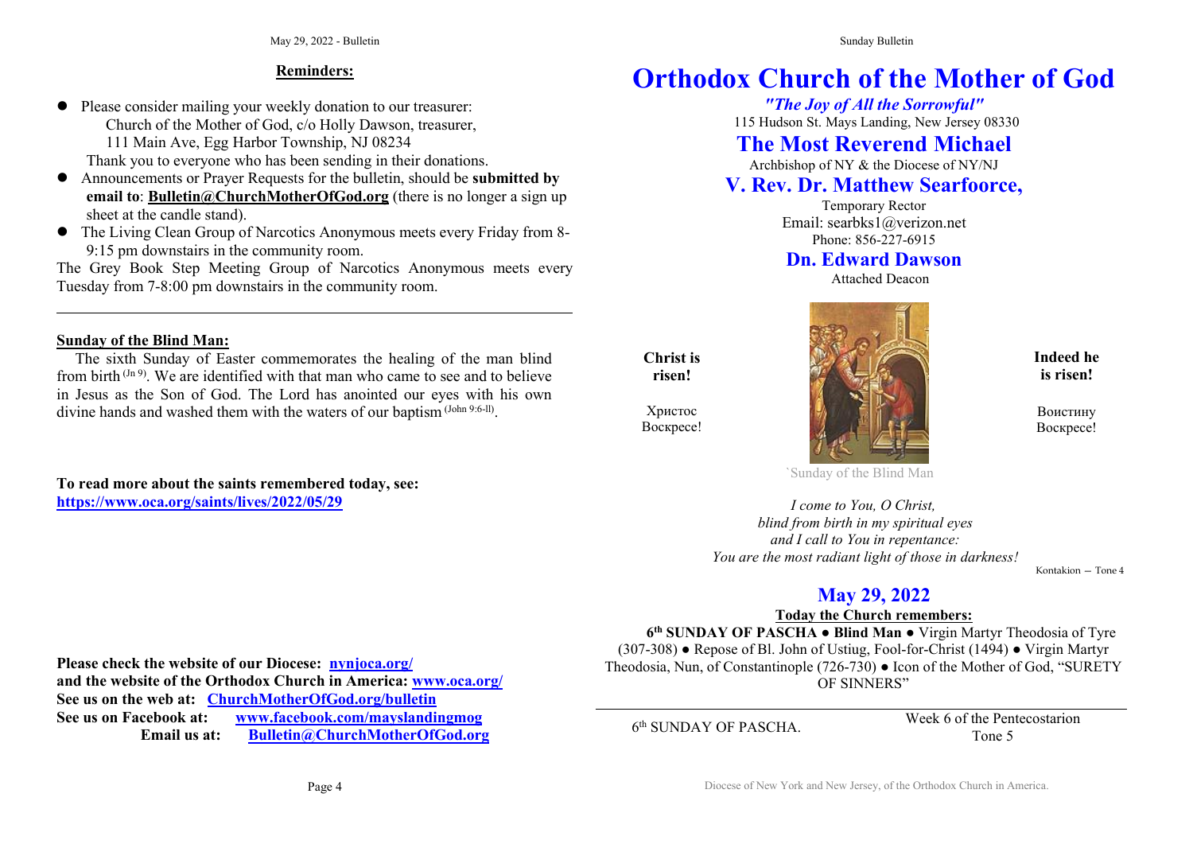## Reminders:

- Please consider mailing your weekly donation to our treasurer:
  Church of the Mother of God, c/o Holly Dawson, treasurer,
  111 Main Ave, Egg Harbor Township, NJ 08234
  Thank you to everyone who has been sending in their donations.
- Announcements or Prayer Requests for the bulletin, should be **submitted by email to**: **Bulletin@ChurchMotherOfGod.org** (there is no longer a sign up sheet at the candle stand).
- The Living Clean Group of Narcotics Anonymous meets every Friday from 8-9:15 pm downstairs in the community room.

The Grey Book Step Meeting Group of Narcotics Anonymous meets every Tuesday from 7-8:00 pm downstairs in the community room.

---

**Sunday of the Blind Man:**

The sixth Sunday of Easter commemorates the healing of the man blind from birth [Jn 9]. We are identified with that man who came to see and to believe in Jesus as the Son of God. The Lord has anointed our eyes with his own divine hands and washed them with the waters of our baptism [John 9:6-ll].

**To read more about the saints remembered today, see:**
**https://www.oca.org/saints/lives/2022/05/29**

**Please check the website of our Diocese: nynjoca.org/**
**and the website of the Orthodox Church in America: www.oca.org/**
**See us on the web at: ChurchMotherOfGod.org/bulletin**
**See us on Facebook at: www.facebook.com/mayslandingmog**
**Email us at: Bulletin@ChurchMotherOfGod.org**

# Orthodox Church of the Mother of God

***"The Joy of All the Sorrowful"***

115 Hudson St. Mays Landing, New Jersey 08330

## The Most Reverend Michael

Archbishop of NY & the Diocese of NY/NJ

## V. Rev. Dr. Matthew Searfoorce,

Temporary Rector
Email: searbks1@verizon.net
Phone: 856-227-6915

### Dn. Edward Dawson

Attached Deacon

**Christ is risen!**

Христос Воскресе!

**Indeed he is risen!**

Воистину Воскресе!

`Sunday of the Blind Man

*I come to You, O Christ,*
*blind from birth in my spiritual eyes*
*and I call to You in repentance:*
*You are the most radiant light of those in darkness!*

Kontakion – Tone 4

## May 29, 2022

**Today the Church remembers:**

**6th SUNDAY OF PASCHA ● Blind Man ●** Virgin Martyr Theodosia of Tyre (307-308) ● Repose of Bl. John of Ustiug, Fool-for-Christ (1494) ● Virgin Martyr Theodosia, Nun, of Constantinople (726-730) ● Icon of the Mother of God, "SURETY OF SINNERS"

---

6th SUNDAY OF PASCHA.

Week 6 of the Pentecostarion
Tone 5

Diocese of New York and New Jersey, of the Orthodox Church in America.